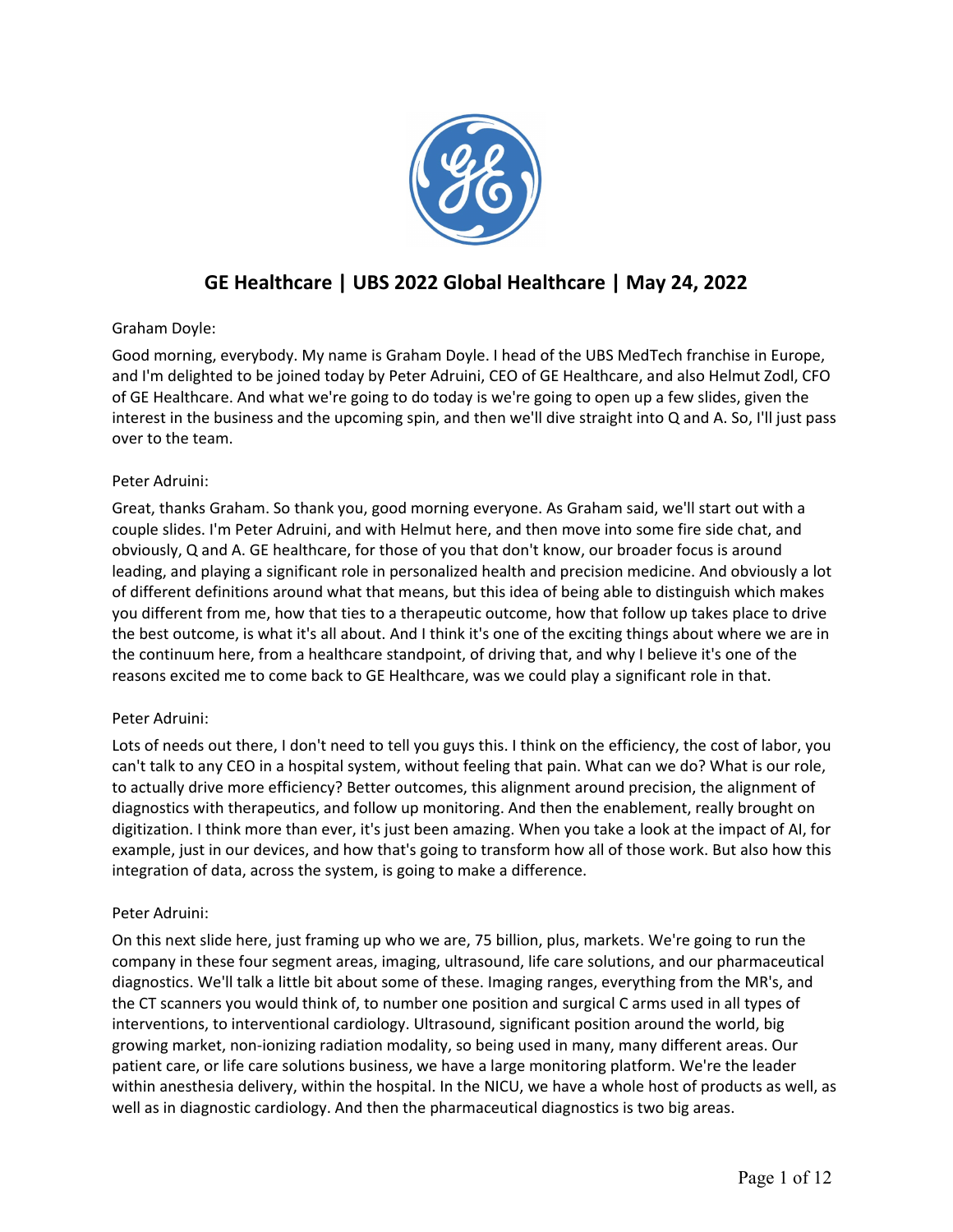# GE Healthcare | UBS 2022 Global Healthcare | May 24, 2022

Graham Doyle:

Good morning, everybody. My name is Graham Doyle. I head of the UBS MedTech franchise in Europe, and I'm delighted to be joined today by Peter Adruini, CEO of GE Healthcare, and also Helmut Zodl, CFO of GE Healthcare. And what we're going to do today is we're going to open up a few slides, given the interest in the business and the upcoming spin, and then we'll dive straight into Q and A. So, I'll just pass over to the team.

Peter Adruini:

Great, thanks Graham. So thank you, good morning everyone. As Graham said, we'll start out with a couple slides. I'm Peter Adruini, and with Helmut here, and then move into some fire side chat, and obviously, Q and A. GE healthcare, for those of you that don't know, our broader focus is around leading, and playing a significant role in personalized health and precision medicine. And obviously a lot of different definitions around what that means, but this idea of being able to distinguish which makes you different from me, how that ties to a therapeutic outcome, how that follow up takes place to drive the best outcome, is what it's all about. And I think it's one of the exciting things about where we are in the continuum here, from a healthcare standpoint, of driving that, and why I believe it's one of the reasons excited me to come back to GE Healthcare, was we could play a significant role in that.

Peter Adruini:

Lots of needs out there, I don't need to tell you guys this. I think on the efficiency, the cost of labor, you can't talk to any CEO in a hospital system, without feeling that pain. What can we do? What is our role, to actually drive more efficiency? Better outcomes, this alignment around precision, the alignment of diagnostics with therapeutics, and follow up monitoring. And then the enablement, really brought on digitization. I think more than ever, it's just been amazing. When you take a look at the impact of AI, for example, just in our devices, and how that's going to transform how all of those work. But also how this integration of data, across the system, is going to make a difference.

Peter Adruini:

On this next slide here, just framing up who we are, 75 billion, plus, markets. We're going to run the company in these four segment areas, imaging, ultrasound, life care solutions, and our pharmaceutical diagnostics. We'll talk a little bit about some of these. Imaging ranges, everything from the MR's, and the CT scanners you would think of, to number one position and surgical C arms used in all types of interventions, to interventional cardiology. Ultrasound, significant position around the world, big growing market, non-ionizing radiation modality, so being used in many, many different areas. Our patient care, or life care solutions business, we have a large monitoring platform. We're the leader within anesthesia delivery, within the hospital. In the NICU, we have a whole host of products as well, as well as in diagnostic cardiology. And then the pharmaceutical diagnostics is two big areas.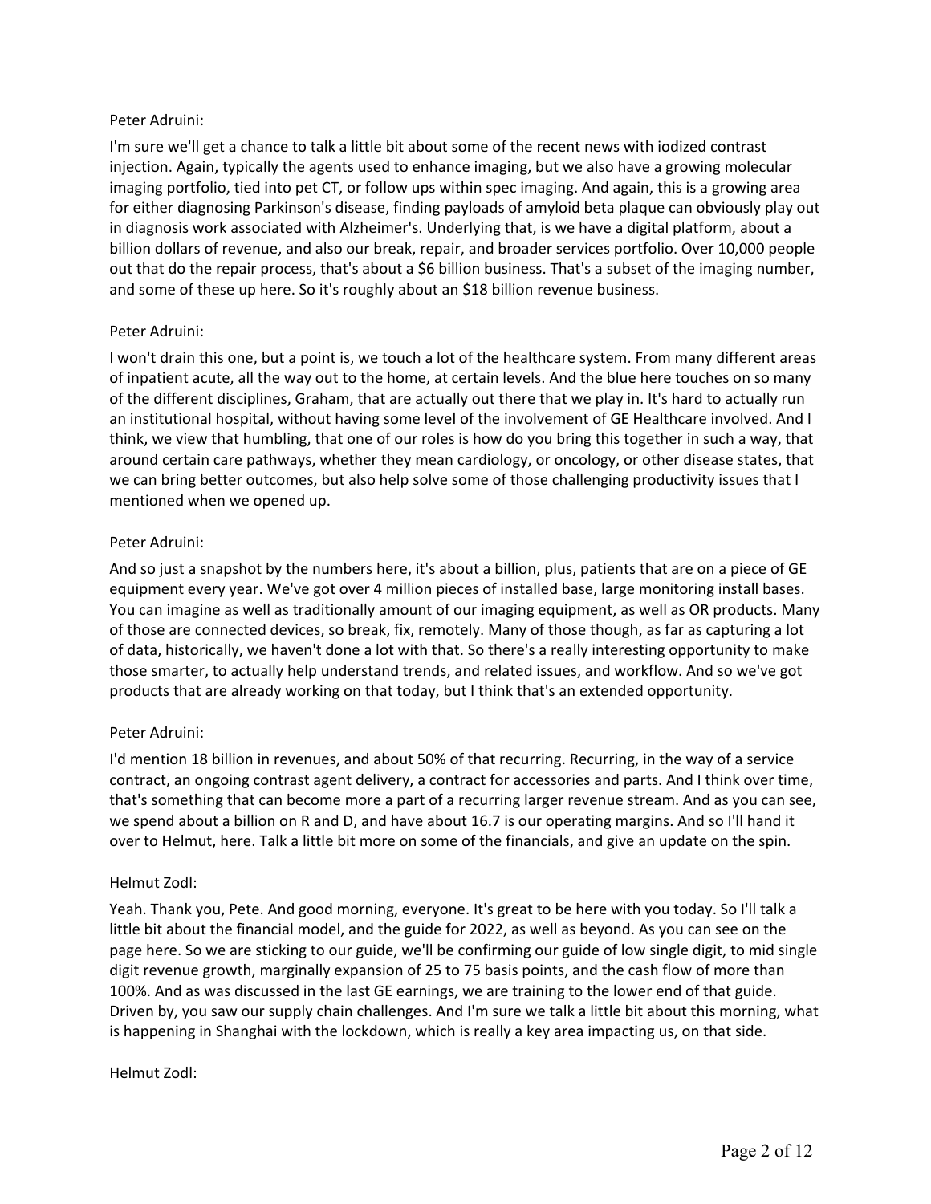Peter Adruini:

I'm sure we'll get a chance to talk a little bit about some of the recent news with iodized contrast injection. Again, typically the agents used to enhance imaging, but we also have a growing molecular imaging portfolio, tied into pet CT, or follow ups within spec imaging. And again, this is a growing area for either diagnosing Parkinson's disease, finding payloads of amyloid beta plaque can obviously play out in diagnosis work associated with Alzheimer's. Underlying that, is we have a digital platform, about a billion dollars of revenue, and also our break, repair, and broader services portfolio. Over 10,000 people out that do the repair process, that's about a $6 billion business. That's a subset of the imaging number, and some of these up here. So it's roughly about an $18 billion revenue business.

Peter Adruini:

I won't drain this one, but a point is, we touch a lot of the healthcare system. From many different areas of inpatient acute, all the way out to the home, at certain levels. And the blue here touches on so many of the different disciplines, Graham, that are actually out there that we play in. It's hard to actually run an institutional hospital, without having some level of the involvement of GE Healthcare involved. And I think, we view that humbling, that one of our roles is how do you bring this together in such a way, that around certain care pathways, whether they mean cardiology, or oncology, or other disease states, that we can bring better outcomes, but also help solve some of those challenging productivity issues that I mentioned when we opened up.

Peter Adruini:

And so just a snapshot by the numbers here, it's about a billion, plus, patients that are on a piece of GE equipment every year. We've got over 4 million pieces of installed base, large monitoring install bases. You can imagine as well as traditionally amount of our imaging equipment, as well as OR products. Many of those are connected devices, so break, fix, remotely. Many of those though, as far as capturing a lot of data, historically, we haven't done a lot with that. So there's a really interesting opportunity to make those smarter, to actually help understand trends, and related issues, and workflow. And so we've got products that are already working on that today, but I think that's an extended opportunity.

Peter Adruini:

I'd mention 18 billion in revenues, and about 50% of that recurring. Recurring, in the way of a service contract, an ongoing contrast agent delivery, a contract for accessories and parts. And I think over time, that's something that can become more a part of a recurring larger revenue stream. And as you can see, we spend about a billion on R and D, and have about 16.7 is our operating margins. And so I'll hand it over to Helmut, here. Talk a little bit more on some of the financials, and give an update on the spin.

Helmut Zodl:

Yeah. Thank you, Pete. And good morning, everyone. It's great to be here with you today. So I'll talk a little bit about the financial model, and the guide for 2022, as well as beyond. As you can see on the page here. So we are sticking to our guide, we'll be confirming our guide of low single digit, to mid single digit revenue growth, marginally expansion of 25 to 75 basis points, and the cash flow of more than 100%. And as was discussed in the last GE earnings, we are training to the lower end of that guide. Driven by, you saw our supply chain challenges. And I'm sure we talk a little bit about this morning, what is happening in Shanghai with the lockdown, which is really a key area impacting us, on that side.

Helmut Zodl: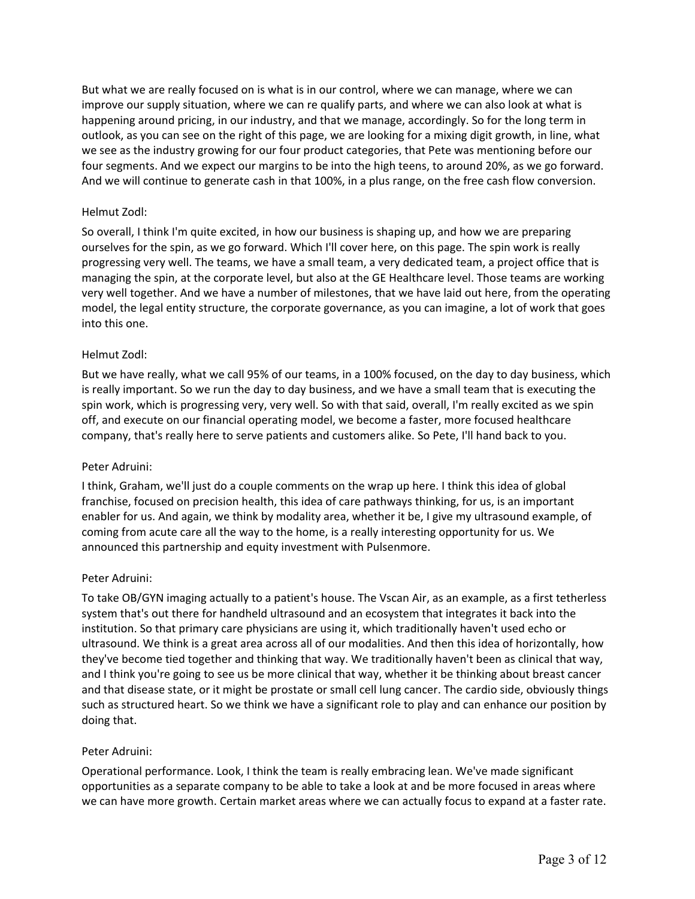But what we are really focused on is what is in our control, where we can manage, where we can improve our supply situation, where we can re qualify parts, and where we can also look at what is happening around pricing, in our industry, and that we manage, accordingly. So for the long term in outlook, as you can see on the right of this page, we are looking for a mixing digit growth, in line, what we see as the industry growing for our four product categories, that Pete was mentioning before our four segments. And we expect our margins to be into the high teens, to around 20%, as we go forward. And we will continue to generate cash in that 100%, in a plus range, on the free cash flow conversion.

Helmut Zodl:

So overall, I think I'm quite excited, in how our business is shaping up, and how we are preparing ourselves for the spin, as we go forward. Which I'll cover here, on this page. The spin work is really progressing very well. The teams, we have a small team, a very dedicated team, a project office that is managing the spin, at the corporate level, but also at the GE Healthcare level. Those teams are working very well together. And we have a number of milestones, that we have laid out here, from the operating model, the legal entity structure, the corporate governance, as you can imagine, a lot of work that goes into this one.

Helmut Zodl:

But we have really, what we call 95% of our teams, in a 100% focused, on the day to day business, which is really important. So we run the day to day business, and we have a small team that is executing the spin work, which is progressing very, very well. So with that said, overall, I'm really excited as we spin off, and execute on our financial operating model, we become a faster, more focused healthcare company, that's really here to serve patients and customers alike. So Pete, I'll hand back to you.

Peter Adruini:

I think, Graham, we'll just do a couple comments on the wrap up here. I think this idea of global franchise, focused on precision health, this idea of care pathways thinking, for us, is an important enabler for us. And again, we think by modality area, whether it be, I give my ultrasound example, of coming from acute care all the way to the home, is a really interesting opportunity for us. We announced this partnership and equity investment with Pulsenmore.

Peter Adruini:

To take OB/GYN imaging actually to a patient's house. The Vscan Air, as an example, as a first tetherless system that's out there for handheld ultrasound and an ecosystem that integrates it back into the institution. So that primary care physicians are using it, which traditionally haven't used echo or ultrasound. We think is a great area across all of our modalities. And then this idea of horizontally, how they've become tied together and thinking that way. We traditionally haven't been as clinical that way, and I think you're going to see us be more clinical that way, whether it be thinking about breast cancer and that disease state, or it might be prostate or small cell lung cancer. The cardio side, obviously things such as structured heart. So we think we have a significant role to play and can enhance our position by doing that.

Peter Adruini:

Operational performance. Look, I think the team is really embracing lean. We've made significant opportunities as a separate company to be able to take a look at and be more focused in areas where we can have more growth. Certain market areas where we can actually focus to expand at a faster rate.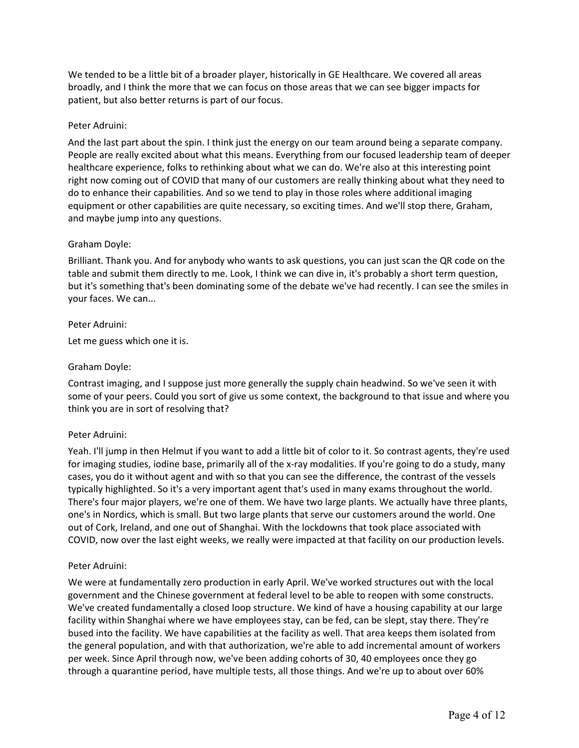We tended to be a little bit of a broader player, historically in GE Healthcare. We covered all areas broadly, and I think the more that we can focus on those areas that we can see bigger impacts for patient, but also better returns is part of our focus.

Peter Adruini:

And the last part about the spin. I think just the energy on our team around being a separate company. People are really excited about what this means. Everything from our focused leadership team of deeper healthcare experience, folks to rethinking about what we can do. We're also at this interesting point right now coming out of COVID that many of our customers are really thinking about what they need to do to enhance their capabilities. And so we tend to play in those roles where additional imaging equipment or other capabilities are quite necessary, so exciting times. And we'll stop there, Graham, and maybe jump into any questions.

Graham Doyle:

Brilliant. Thank you. And for anybody who wants to ask questions, you can just scan the QR code on the table and submit them directly to me. Look, I think we can dive in, it's probably a short term question, but it's something that's been dominating some of the debate we've had recently. I can see the smiles in your faces. We can...

Peter Adruini:

Let me guess which one it is.

Graham Doyle:

Contrast imaging, and I suppose just more generally the supply chain headwind. So we've seen it with some of your peers. Could you sort of give us some context, the background to that issue and where you think you are in sort of resolving that?

Peter Adruini:

Yeah. I'll jump in then Helmut if you want to add a little bit of color to it. So contrast agents, they're used for imaging studies, iodine base, primarily all of the x-ray modalities. If you're going to do a study, many cases, you do it without agent and with so that you can see the difference, the contrast of the vessels typically highlighted. So it's a very important agent that's used in many exams throughout the world. There's four major players, we're one of them. We have two large plants. We actually have three plants, one's in Nordics, which is small. But two large plants that serve our customers around the world. One out of Cork, Ireland, and one out of Shanghai. With the lockdowns that took place associated with COVID, now over the last eight weeks, we really were impacted at that facility on our production levels.

Peter Adruini:

We were at fundamentally zero production in early April. We've worked structures out with the local government and the Chinese government at federal level to be able to reopen with some constructs. We've created fundamentally a closed loop structure. We kind of have a housing capability at our large facility within Shanghai where we have employees stay, can be fed, can be slept, stay there. They're bused into the facility. We have capabilities at the facility as well. That area keeps them isolated from the general population, and with that authorization, we're able to add incremental amount of workers per week. Since April through now, we've been adding cohorts of 30, 40 employees once they go through a quarantine period, have multiple tests, all those things. And we're up to about over 60%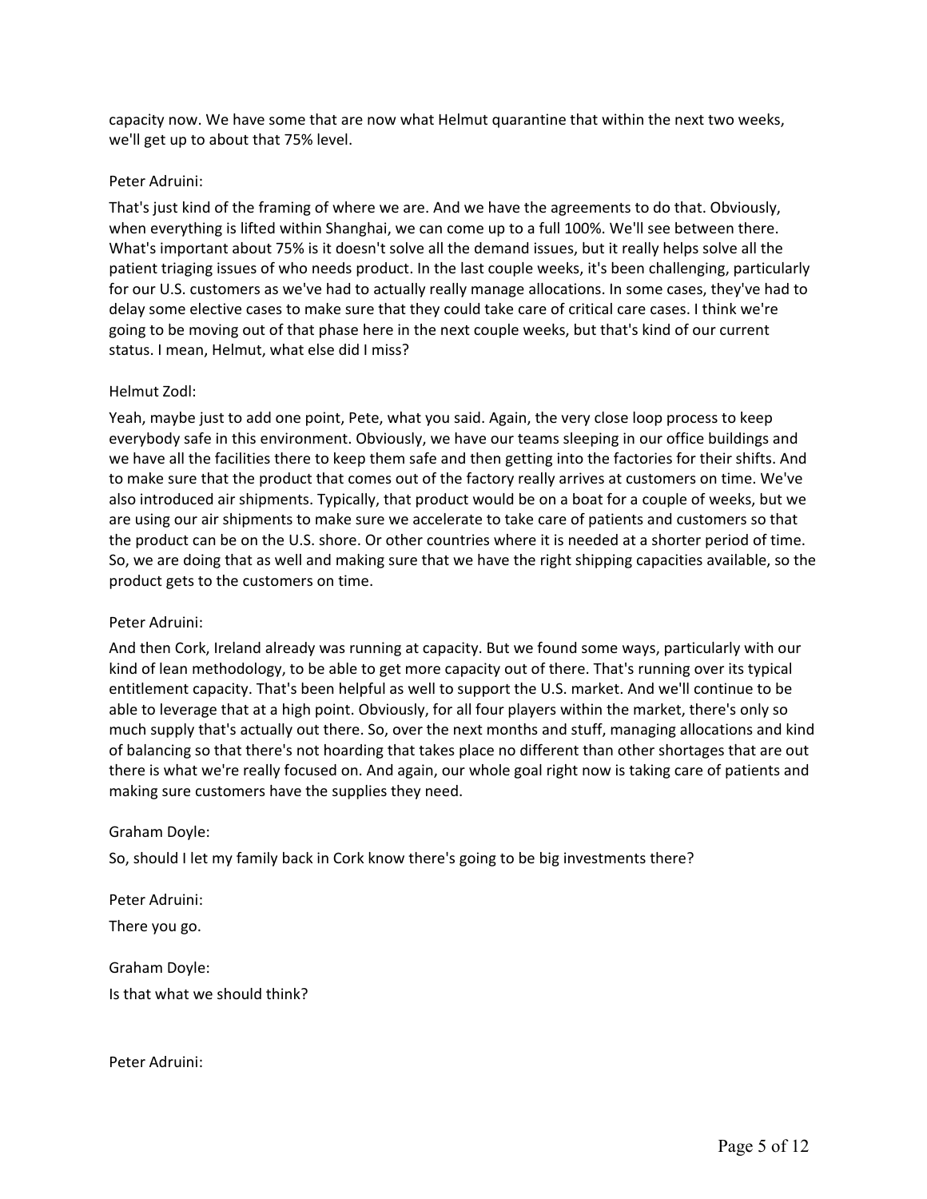capacity now. We have some that are now what Helmut quarantine that within the next two weeks, we'll get up to about that 75% level.

Peter Adruini:

That's just kind of the framing of where we are. And we have the agreements to do that. Obviously, when everything is lifted within Shanghai, we can come up to a full 100%. We'll see between there. What's important about 75% is it doesn't solve all the demand issues, but it really helps solve all the patient triaging issues of who needs product. In the last couple weeks, it's been challenging, particularly for our U.S. customers as we've had to actually really manage allocations. In some cases, they've had to delay some elective cases to make sure that they could take care of critical care cases. I think we're going to be moving out of that phase here in the next couple weeks, but that's kind of our current status. I mean, Helmut, what else did I miss?

Helmut Zodl:

Yeah, maybe just to add one point, Pete, what you said. Again, the very close loop process to keep everybody safe in this environment. Obviously, we have our teams sleeping in our office buildings and we have all the facilities there to keep them safe and then getting into the factories for their shifts. And to make sure that the product that comes out of the factory really arrives at customers on time. We've also introduced air shipments. Typically, that product would be on a boat for a couple of weeks, but we are using our air shipments to make sure we accelerate to take care of patients and customers so that the product can be on the U.S. shore. Or other countries where it is needed at a shorter period of time. So, we are doing that as well and making sure that we have the right shipping capacities available, so the product gets to the customers on time.

Peter Adruini:

And then Cork, Ireland already was running at capacity. But we found some ways, particularly with our kind of lean methodology, to be able to get more capacity out of there. That's running over its typical entitlement capacity. That's been helpful as well to support the U.S. market. And we'll continue to be able to leverage that at a high point. Obviously, for all four players within the market, there's only so much supply that's actually out there. So, over the next months and stuff, managing allocations and kind of balancing so that there's not hoarding that takes place no different than other shortages that are out there is what we're really focused on. And again, our whole goal right now is taking care of patients and making sure customers have the supplies they need.

Graham Doyle:

So, should I let my family back in Cork know there's going to be big investments there?

Peter Adruini:

There you go.

Graham Doyle:

Is that what we should think?

Peter Adruini: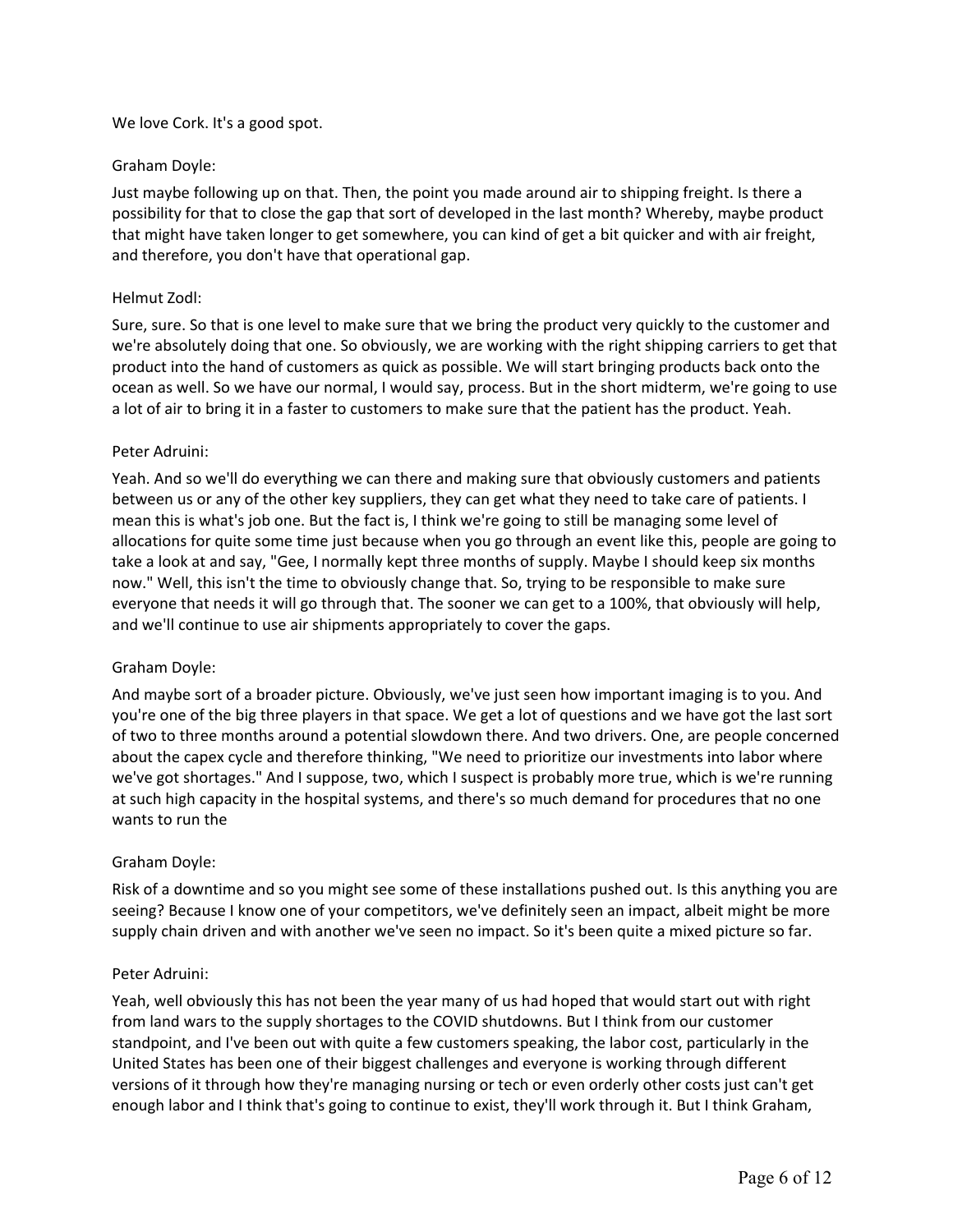We love Cork. It's a good spot.

Graham Doyle:

Just maybe following up on that. Then, the point you made around air to shipping freight. Is there a possibility for that to close the gap that sort of developed in the last month? Whereby, maybe product that might have taken longer to get somewhere, you can kind of get a bit quicker and with air freight, and therefore, you don't have that operational gap.

Helmut Zodl:

Sure, sure. So that is one level to make sure that we bring the product very quickly to the customer and we're absolutely doing that one. So obviously, we are working with the right shipping carriers to get that product into the hand of customers as quick as possible. We will start bringing products back onto the ocean as well. So we have our normal, I would say, process. But in the short midterm, we're going to use a lot of air to bring it in a faster to customers to make sure that the patient has the product. Yeah.

Peter Adruini:

Yeah. And so we'll do everything we can there and making sure that obviously customers and patients between us or any of the other key suppliers, they can get what they need to take care of patients. I mean this is what's job one. But the fact is, I think we're going to still be managing some level of allocations for quite some time just because when you go through an event like this, people are going to take a look at and say, "Gee, I normally kept three months of supply. Maybe I should keep six months now." Well, this isn't the time to obviously change that. So, trying to be responsible to make sure everyone that needs it will go through that. The sooner we can get to a 100%, that obviously will help, and we'll continue to use air shipments appropriately to cover the gaps.

Graham Doyle:

And maybe sort of a broader picture. Obviously, we've just seen how important imaging is to you. And you're one of the big three players in that space. We get a lot of questions and we have got the last sort of two to three months around a potential slowdown there. And two drivers. One, are people concerned about the capex cycle and therefore thinking, "We need to prioritize our investments into labor where we've got shortages." And I suppose, two, which I suspect is probably more true, which is we're running at such high capacity in the hospital systems, and there's so much demand for procedures that no one wants to run the

Graham Doyle:

Risk of a downtime and so you might see some of these installations pushed out. Is this anything you are seeing? Because I know one of your competitors, we've definitely seen an impact, albeit might be more supply chain driven and with another we've seen no impact. So it's been quite a mixed picture so far.

Peter Adruini:

Yeah, well obviously this has not been the year many of us had hoped that would start out with right from land wars to the supply shortages to the COVID shutdowns. But I think from our customer standpoint, and I've been out with quite a few customers speaking, the labor cost, particularly in the United States has been one of their biggest challenges and everyone is working through different versions of it through how they're managing nursing or tech or even orderly other costs just can't get enough labor and I think that's going to continue to exist, they'll work through it. But I think Graham,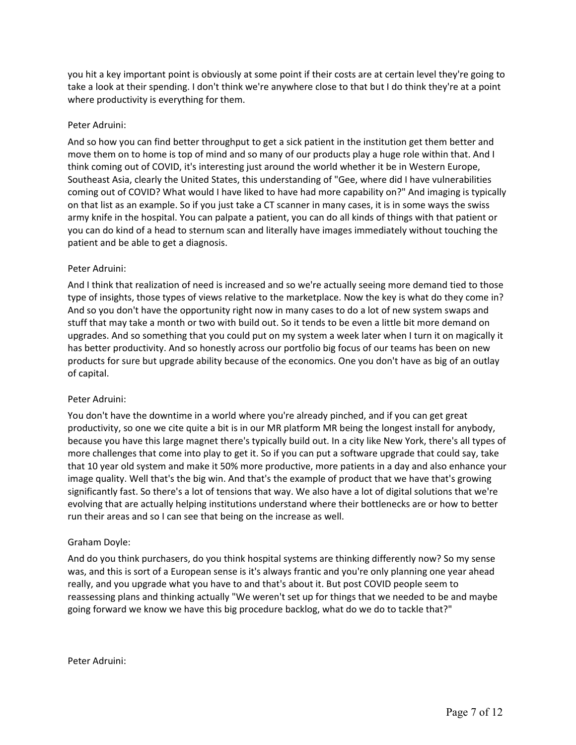you hit a key important point is obviously at some point if their costs are at certain level they're going to take a look at their spending. I don't think we're anywhere close to that but I do think they're at a point where productivity is everything for them.

Peter Adruini:

And so how you can find better throughput to get a sick patient in the institution get them better and move them on to home is top of mind and so many of our products play a huge role within that. And I think coming out of COVID, it's interesting just around the world whether it be in Western Europe, Southeast Asia, clearly the United States, this understanding of "Gee, where did I have vulnerabilities coming out of COVID? What would I have liked to have had more capability on?" And imaging is typically on that list as an example. So if you just take a CT scanner in many cases, it is in some ways the swiss army knife in the hospital. You can palpate a patient, you can do all kinds of things with that patient or you can do kind of a head to sternum scan and literally have images immediately without touching the patient and be able to get a diagnosis.

Peter Adruini:

And I think that realization of need is increased and so we're actually seeing more demand tied to those type of insights, those types of views relative to the marketplace. Now the key is what do they come in? And so you don't have the opportunity right now in many cases to do a lot of new system swaps and stuff that may take a month or two with build out. So it tends to be even a little bit more demand on upgrades. And so something that you could put on my system a week later when I turn it on magically it has better productivity. And so honestly across our portfolio big focus of our teams has been on new products for sure but upgrade ability because of the economics. One you don't have as big of an outlay of capital.

Peter Adruini:

You don't have the downtime in a world where you're already pinched, and if you can get great productivity, so one we cite quite a bit is in our MR platform MR being the longest install for anybody, because you have this large magnet there's typically build out. In a city like New York, there's all types of more challenges that come into play to get it. So if you can put a software upgrade that could say, take that 10 year old system and make it 50% more productive, more patients in a day and also enhance your image quality. Well that's the big win. And that's the example of product that we have that's growing significantly fast. So there's a lot of tensions that way. We also have a lot of digital solutions that we're evolving that are actually helping institutions understand where their bottlenecks are or how to better run their areas and so I can see that being on the increase as well.

Graham Doyle:

And do you think purchasers, do you think hospital systems are thinking differently now? So my sense was, and this is sort of a European sense is it's always frantic and you're only planning one year ahead really, and you upgrade what you have to and that's about it. But post COVID people seem to reassessing plans and thinking actually "We weren't set up for things that we needed to be and maybe going forward we know we have this big procedure backlog, what do we do to tackle that?"

Peter Adruini: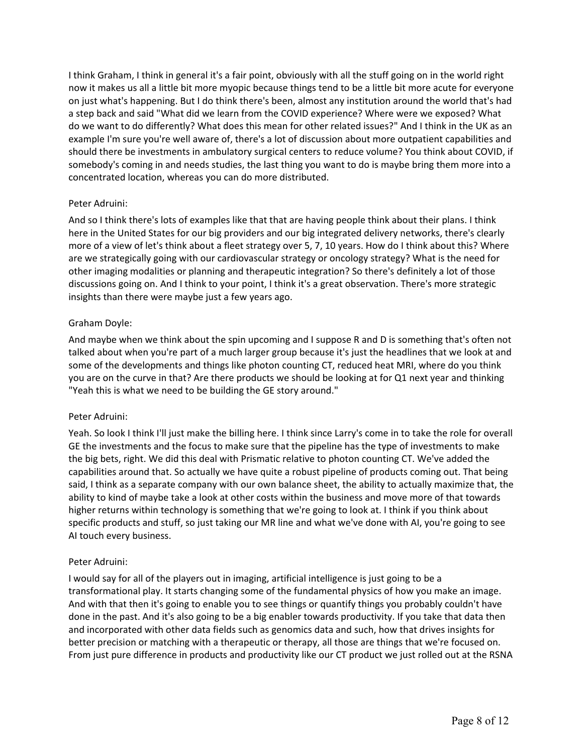I think Graham, I think in general it's a fair point, obviously with all the stuff going on in the world right now it makes us all a little bit more myopic because things tend to be a little bit more acute for everyone on just what's happening. But I do think there's been, almost any institution around the world that's had a step back and said "What did we learn from the COVID experience? Where were we exposed? What do we want to do differently? What does this mean for other related issues?" And I think in the UK as an example I'm sure you're well aware of, there's a lot of discussion about more outpatient capabilities and should there be investments in ambulatory surgical centers to reduce volume? You think about COVID, if somebody's coming in and needs studies, the last thing you want to do is maybe bring them more into a concentrated location, whereas you can do more distributed.

Peter Adruini:

And so I think there's lots of examples like that that are having people think about their plans. I think here in the United States for our big providers and our big integrated delivery networks, there's clearly more of a view of let's think about a fleet strategy over 5, 7, 10 years. How do I think about this? Where are we strategically going with our cardiovascular strategy or oncology strategy? What is the need for other imaging modalities or planning and therapeutic integration? So there's definitely a lot of those discussions going on. And I think to your point, I think it's a great observation. There's more strategic insights than there were maybe just a few years ago.

Graham Doyle:

And maybe when we think about the spin upcoming and I suppose R and D is something that's often not talked about when you're part of a much larger group because it's just the headlines that we look at and some of the developments and things like photon counting CT, reduced heat MRI, where do you think you are on the curve in that? Are there products we should be looking at for Q1 next year and thinking "Yeah this is what we need to be building the GE story around."

Peter Adruini:

Yeah. So look I think I'll just make the billing here. I think since Larry's come in to take the role for overall GE the investments and the focus to make sure that the pipeline has the type of investments to make the big bets, right. We did this deal with Prismatic relative to photon counting CT. We've added the capabilities around that. So actually we have quite a robust pipeline of products coming out. That being said, I think as a separate company with our own balance sheet, the ability to actually maximize that, the ability to kind of maybe take a look at other costs within the business and move more of that towards higher returns within technology is something that we're going to look at. I think if you think about specific products and stuff, so just taking our MR line and what we've done with AI, you're going to see AI touch every business.

Peter Adruini:

I would say for all of the players out in imaging, artificial intelligence is just going to be a transformational play. It starts changing some of the fundamental physics of how you make an image. And with that then it's going to enable you to see things or quantify things you probably couldn't have done in the past. And it's also going to be a big enabler towards productivity. If you take that data then and incorporated with other data fields such as genomics data and such, how that drives insights for better precision or matching with a therapeutic or therapy, all those are things that we're focused on. From just pure difference in products and productivity like our CT product we just rolled out at the RSNA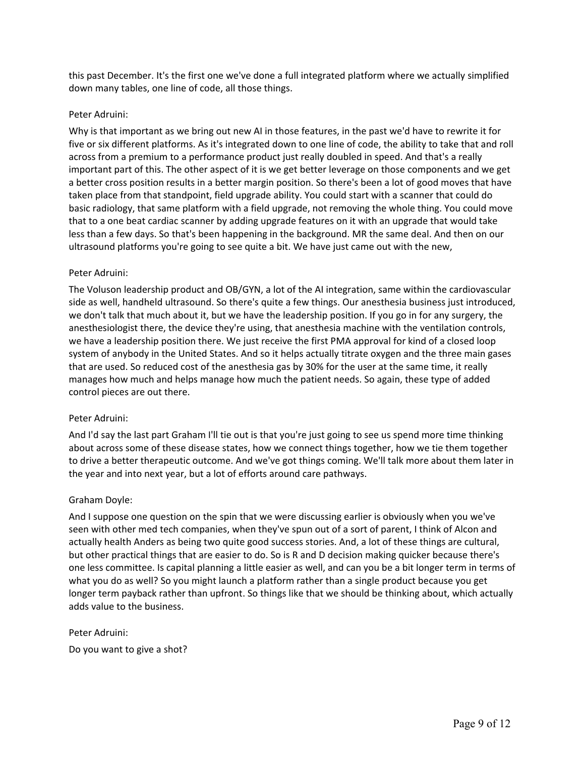this past December. It's the first one we've done a full integrated platform where we actually simplified down many tables, one line of code, all those things.

Peter Adruini:

Why is that important as we bring out new AI in those features, in the past we'd have to rewrite it for five or six different platforms. As it's integrated down to one line of code, the ability to take that and roll across from a premium to a performance product just really doubled in speed. And that's a really important part of this. The other aspect of it is we get better leverage on those components and we get a better cross position results in a better margin position. So there's been a lot of good moves that have taken place from that standpoint, field upgrade ability. You could start with a scanner that could do basic radiology, that same platform with a field upgrade, not removing the whole thing. You could move that to a one beat cardiac scanner by adding upgrade features on it with an upgrade that would take less than a few days. So that's been happening in the background. MR the same deal. And then on our ultrasound platforms you're going to see quite a bit. We have just came out with the new,

Peter Adruini:

The Voluson leadership product and OB/GYN, a lot of the AI integration, same within the cardiovascular side as well, handheld ultrasound. So there's quite a few things. Our anesthesia business just introduced, we don't talk that much about it, but we have the leadership position. If you go in for any surgery, the anesthesiologist there, the device they're using, that anesthesia machine with the ventilation controls, we have a leadership position there. We just receive the first PMA approval for kind of a closed loop system of anybody in the United States. And so it helps actually titrate oxygen and the three main gases that are used. So reduced cost of the anesthesia gas by 30% for the user at the same time, it really manages how much and helps manage how much the patient needs. So again, these type of added control pieces are out there.

Peter Adruini:

And I'd say the last part Graham I'll tie out is that you're just going to see us spend more time thinking about across some of these disease states, how we connect things together, how we tie them together to drive a better therapeutic outcome. And we've got things coming. We'll talk more about them later in the year and into next year, but a lot of efforts around care pathways.

Graham Doyle:

And I suppose one question on the spin that we were discussing earlier is obviously when you we've seen with other med tech companies, when they've spun out of a sort of parent, I think of Alcon and actually health Anders as being two quite good success stories. And, a lot of these things are cultural, but other practical things that are easier to do. So is R and D decision making quicker because there's one less committee. Is capital planning a little easier as well, and can you be a bit longer term in terms of what you do as well? So you might launch a platform rather than a single product because you get longer term payback rather than upfront. So things like that we should be thinking about, which actually adds value to the business.

Peter Adruini:

Do you want to give a shot?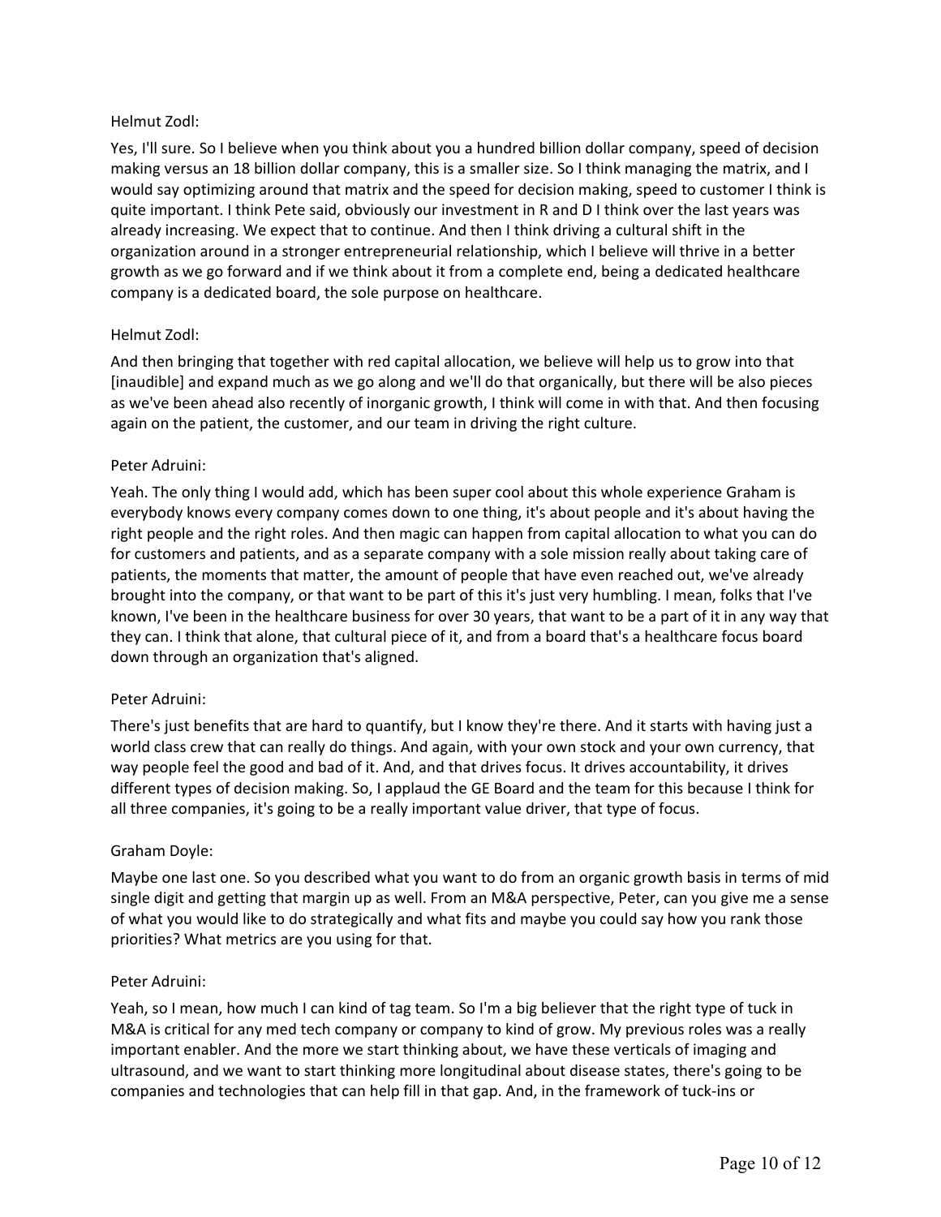Helmut Zodl:

Yes, I'll sure. So I believe when you think about you a hundred billion dollar company, speed of decision making versus an 18 billion dollar company, this is a smaller size. So I think managing the matrix, and I would say optimizing around that matrix and the speed for decision making, speed to customer I think is quite important. I think Pete said, obviously our investment in R and D I think over the last years was already increasing. We expect that to continue. And then I think driving a cultural shift in the organization around in a stronger entrepreneurial relationship, which I believe will thrive in a better growth as we go forward and if we think about it from a complete end, being a dedicated healthcare company is a dedicated board, the sole purpose on healthcare.

Helmut Zodl:

And then bringing that together with red capital allocation, we believe will help us to grow into that [inaudible] and expand much as we go along and we'll do that organically, but there will be also pieces as we've been ahead also recently of inorganic growth, I think will come in with that. And then focusing again on the patient, the customer, and our team in driving the right culture.

Peter Adruini:

Yeah. The only thing I would add, which has been super cool about this whole experience Graham is everybody knows every company comes down to one thing, it's about people and it's about having the right people and the right roles. And then magic can happen from capital allocation to what you can do for customers and patients, and as a separate company with a sole mission really about taking care of patients, the moments that matter, the amount of people that have even reached out, we've already brought into the company, or that want to be part of this it's just very humbling. I mean, folks that I've known, I've been in the healthcare business for over 30 years, that want to be a part of it in any way that they can. I think that alone, that cultural piece of it, and from a board that's a healthcare focus board down through an organization that's aligned.

Peter Adruini:

There's just benefits that are hard to quantify, but I know they're there. And it starts with having just a world class crew that can really do things. And again, with your own stock and your own currency, that way people feel the good and bad of it. And, and that drives focus. It drives accountability, it drives different types of decision making. So, I applaud the GE Board and the team for this because I think for all three companies, it's going to be a really important value driver, that type of focus.

Graham Doyle:

Maybe one last one. So you described what you want to do from an organic growth basis in terms of mid single digit and getting that margin up as well. From an M&A perspective, Peter, can you give me a sense of what you would like to do strategically and what fits and maybe you could say how you rank those priorities? What metrics are you using for that.

Peter Adruini:

Yeah, so I mean, how much I can kind of tag team. So I'm a big believer that the right type of tuck in M&A is critical for any med tech company or company to kind of grow. My previous roles was a really important enabler. And the more we start thinking about, we have these verticals of imaging and ultrasound, and we want to start thinking more longitudinal about disease states, there's going to be companies and technologies that can help fill in that gap. And, in the framework of tuck-ins or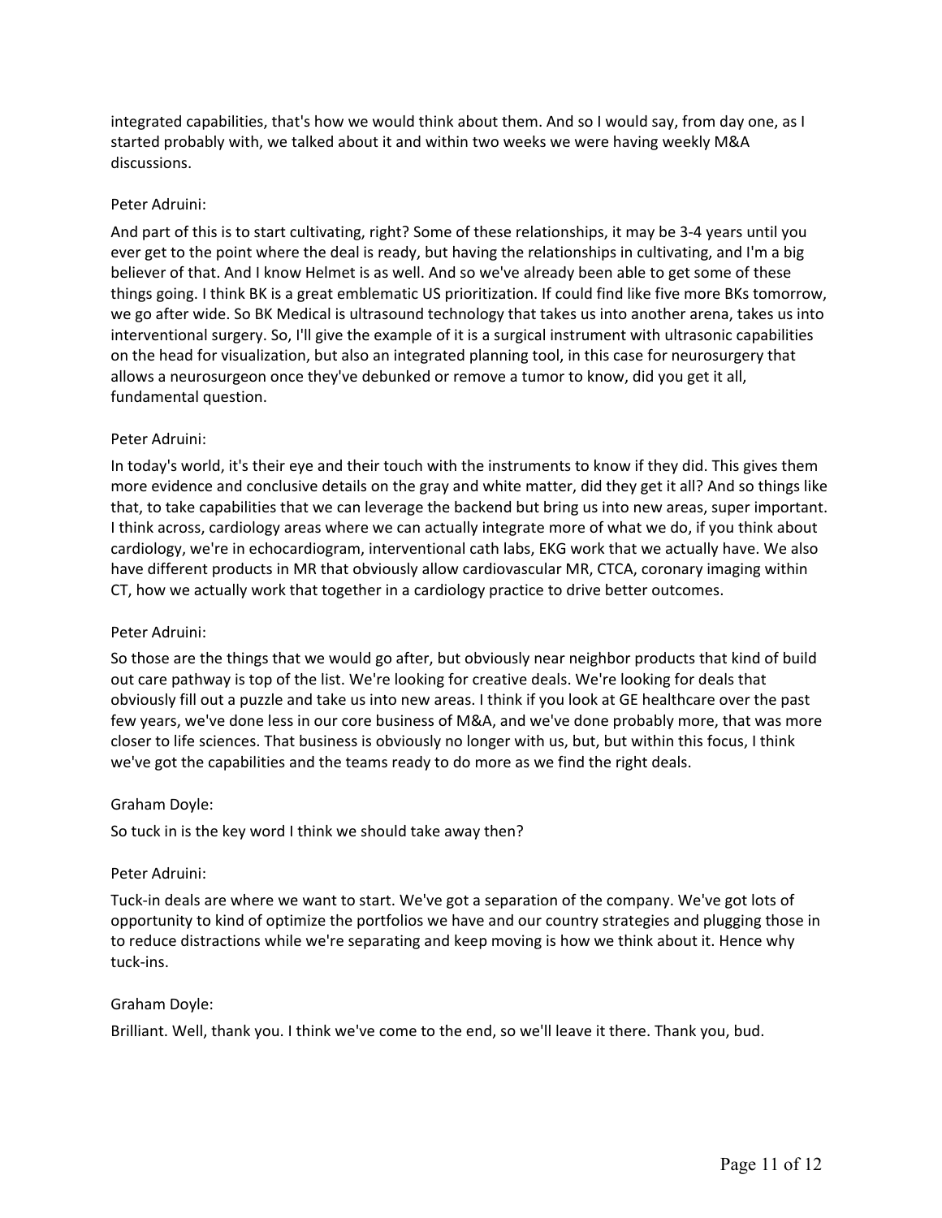integrated capabilities, that's how we would think about them. And so I would say, from day one, as I started probably with, we talked about it and within two weeks we were having weekly M&A discussions.

Peter Adruini:

And part of this is to start cultivating, right? Some of these relationships, it may be 3-4 years until you ever get to the point where the deal is ready, but having the relationships in cultivating, and I'm a big believer of that. And I know Helmet is as well. And so we've already been able to get some of these things going. I think BK is a great emblematic US prioritization. If could find like five more BKs tomorrow, we go after wide. So BK Medical is ultrasound technology that takes us into another arena, takes us into interventional surgery. So, I'll give the example of it is a surgical instrument with ultrasonic capabilities on the head for visualization, but also an integrated planning tool, in this case for neurosurgery that allows a neurosurgeon once they've debunked or remove a tumor to know, did you get it all, fundamental question.

Peter Adruini:

In today's world, it's their eye and their touch with the instruments to know if they did. This gives them more evidence and conclusive details on the gray and white matter, did they get it all? And so things like that, to take capabilities that we can leverage the backend but bring us into new areas, super important. I think across, cardiology areas where we can actually integrate more of what we do, if you think about cardiology, we're in echocardiogram, interventional cath labs, EKG work that we actually have. We also have different products in MR that obviously allow cardiovascular MR, CTCA, coronary imaging within CT, how we actually work that together in a cardiology practice to drive better outcomes.

Peter Adruini:

So those are the things that we would go after, but obviously near neighbor products that kind of build out care pathway is top of the list. We're looking for creative deals. We're looking for deals that obviously fill out a puzzle and take us into new areas. I think if you look at GE healthcare over the past few years, we've done less in our core business of M&A, and we've done probably more, that was more closer to life sciences. That business is obviously no longer with us, but, but within this focus, I think we've got the capabilities and the teams ready to do more as we find the right deals.

Graham Doyle:

So tuck in is the key word I think we should take away then?

Peter Adruini:

Tuck-in deals are where we want to start. We've got a separation of the company. We've got lots of opportunity to kind of optimize the portfolios we have and our country strategies and plugging those in to reduce distractions while we're separating and keep moving is how we think about it. Hence why tuck-ins.

Graham Doyle:

Brilliant. Well, thank you. I think we've come to the end, so we'll leave it there. Thank you, bud.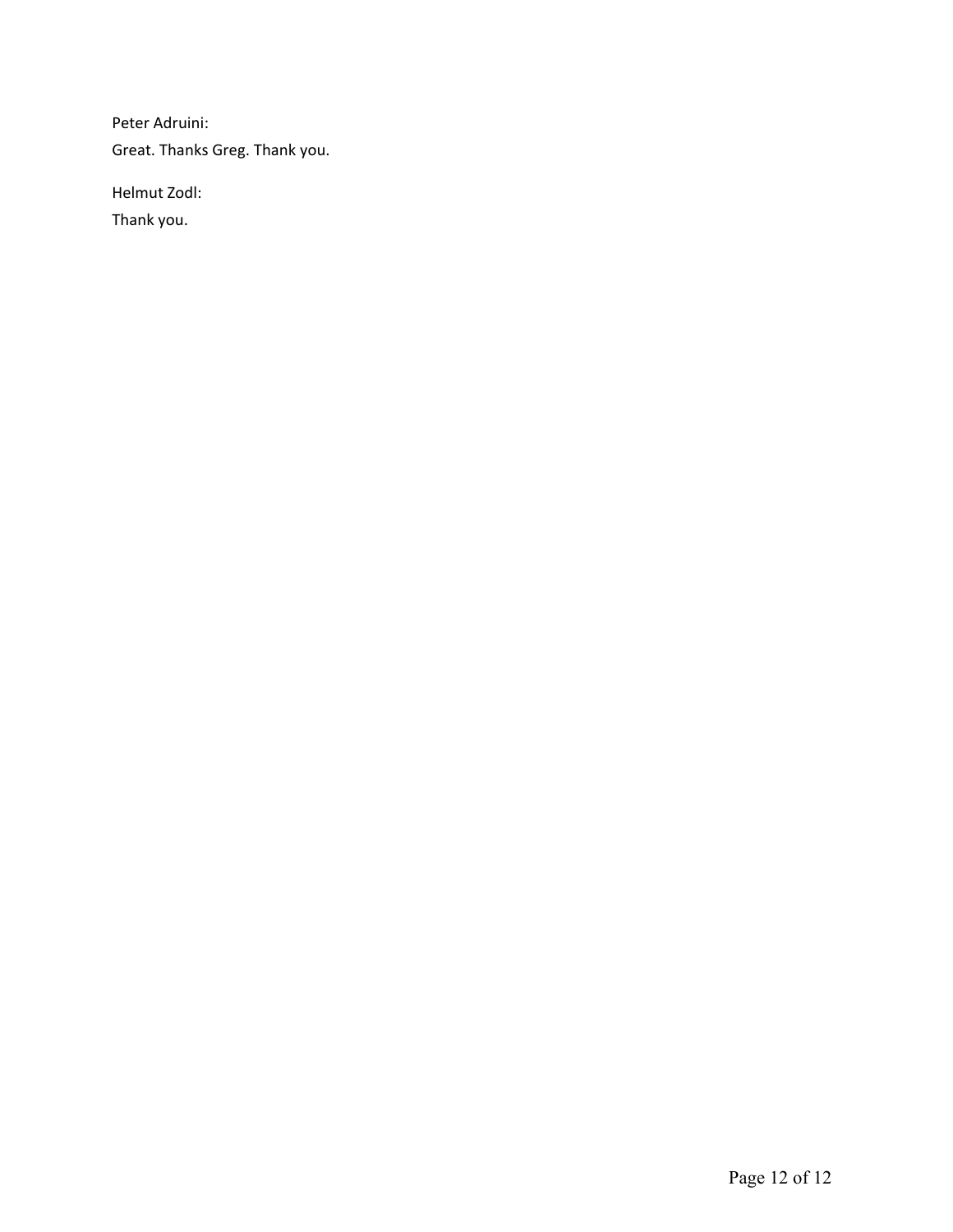Peter Adruini:
Great. Thanks Greg. Thank you.

Helmut Zodl:
Thank you.